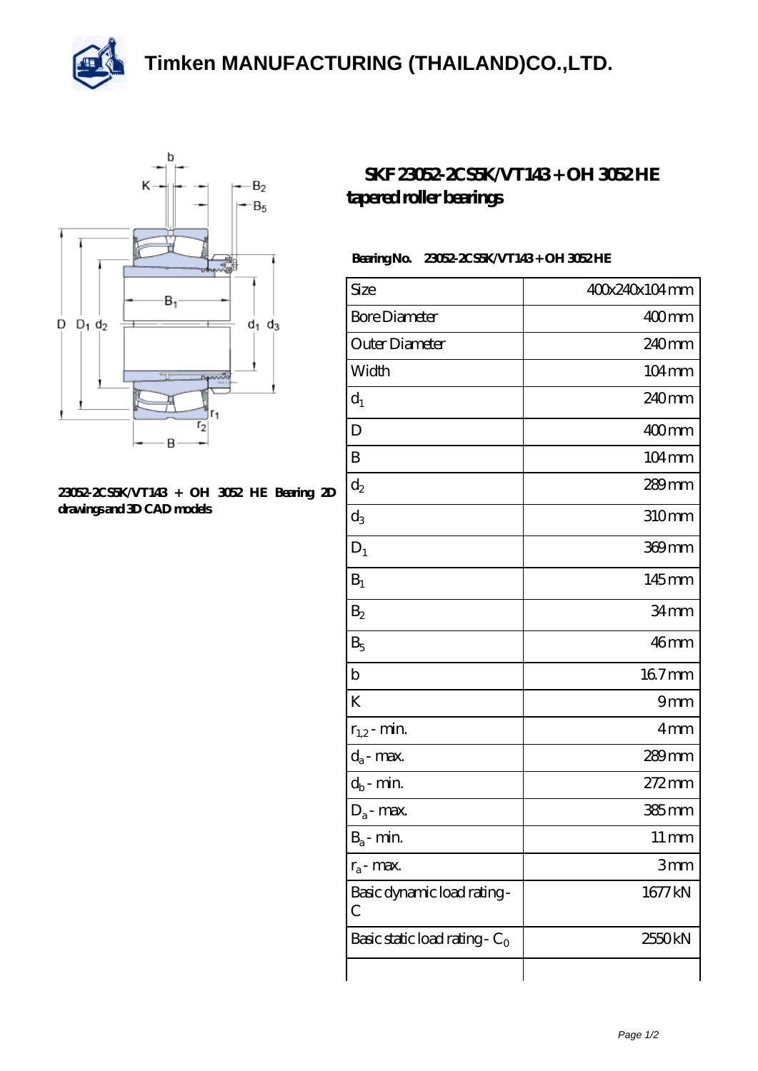# Timken MANUFACTURING (THAILAND)CO.,LTD.

## SKF 23052-2CS5K/VT143 + OH 3052 HE tapered roller bearings

23052-2CS5K/VT143 + OH 3052 HE Bearing 2D drawings and 3D CAD models

**Bearing No.** 23052-2CS5K/VT143 + OH 3052 HE

| | |
|---|---|
| Size | 400x240x104 mm |
| Bore Diameter | 400 mm |
| Outer Diameter | 240 mm |
| Width | 104 mm |
| $d_1$ | 240 mm |
| D | 400 mm |
| B | 104 mm |
| $d_2$ | 289 mm |
| $d_3$ | 310 mm |
| $D_1$ | 369 mm |
| $B_1$ | 145 mm |
| $B_2$ | 34 mm |
| $B_5$ | 46 mm |
| b | 16.7 mm |
| K | 9 mm |
| $r_{1,2}$ - min. | 4 mm |
| $d_a$ - max. | 289 mm |
| $d_b$ - min. | 272 mm |
| $D_a$ - max. | 385 mm |
| $B_a$ - min. | 11 mm |
| $r_a$ - max. | 3 mm |
| Basic dynamic load rating - C | 1677 kN |
| Basic static load rating - $C_0$ | 2550 kN |
| | |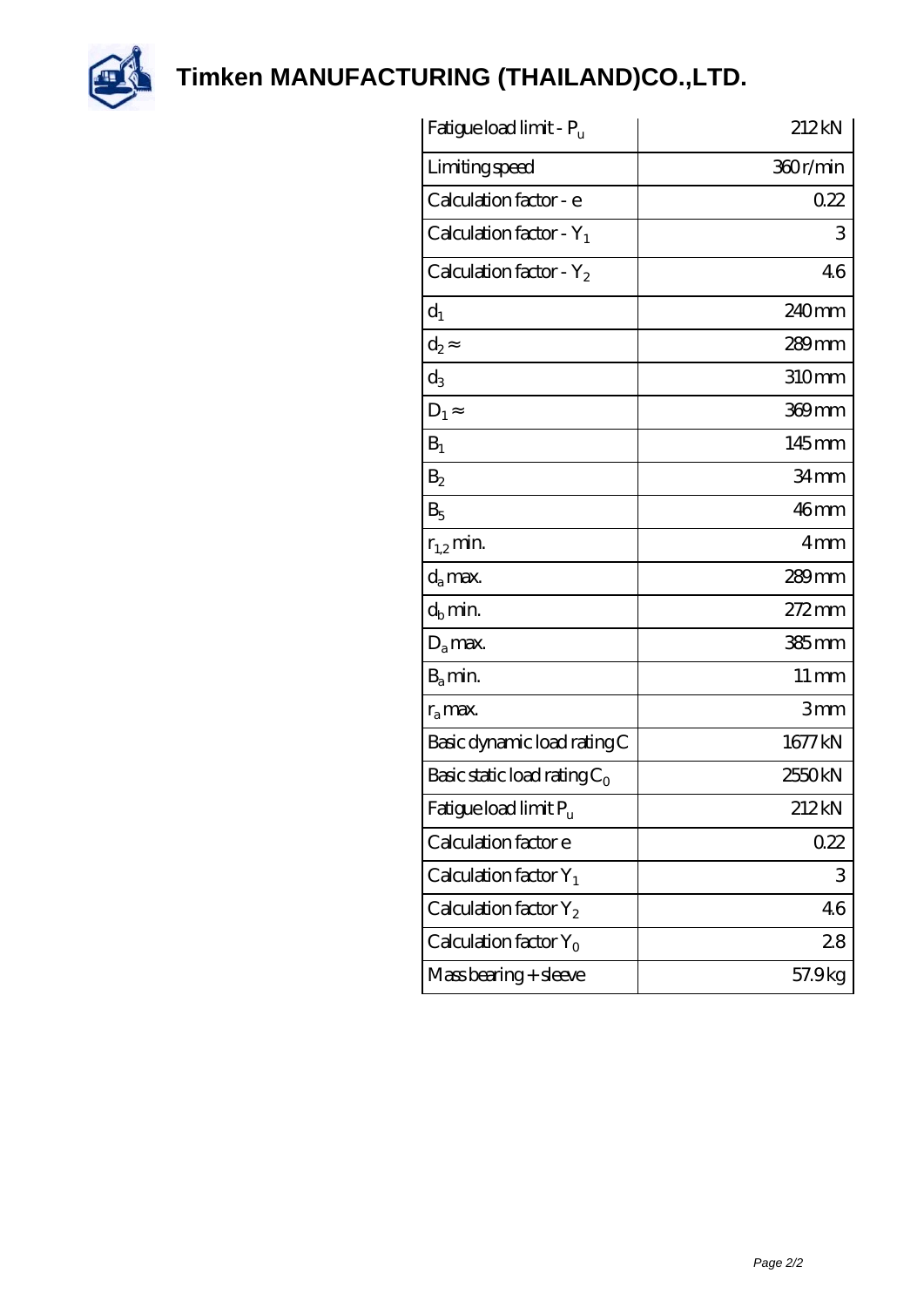# Timken MANUFACTURING (THAILAND)CO.,LTD.

| | |
|---|---|
| Fatigue load limit - $P_u$ | 212 kN |
| Limiting speed | 360 r/min |
| Calculation factor - e | 0.22 |
| Calculation factor - $Y_1$ | 3 |
| Calculation factor - $Y_2$ | 4.6 |
| $d_1$ | 240 mm |
| $d_2 \approx$ | 289 mm |
| $d_3$ | 310 mm |
| $D_1 \approx$ | 369 mm |
| $B_1$ | 145 mm |
| $B_2$ | 34 mm |
| $B_5$ | 46 mm |
| $r_{1,2}$ min. | 4 mm |
| $d_a$ max. | 289 mm |
| $d_b$ min. | 272 mm |
| $D_a$ max. | 385 mm |
| $B_a$ min. | 11 mm |
| $r_a$ max. | 3 mm |
| Basic dynamic load rating C | 1677 kN |
| Basic static load rating $C_0$ | 2550 kN |
| Fatigue load limit $P_u$ | 212 kN |
| Calculation factor e | 0.22 |
| Calculation factor $Y_1$ | 3 |
| Calculation factor $Y_2$ | 4.6 |
| Calculation factor $Y_0$ | 2.8 |
| Mass bearing + sleeve | 57.9 kg |